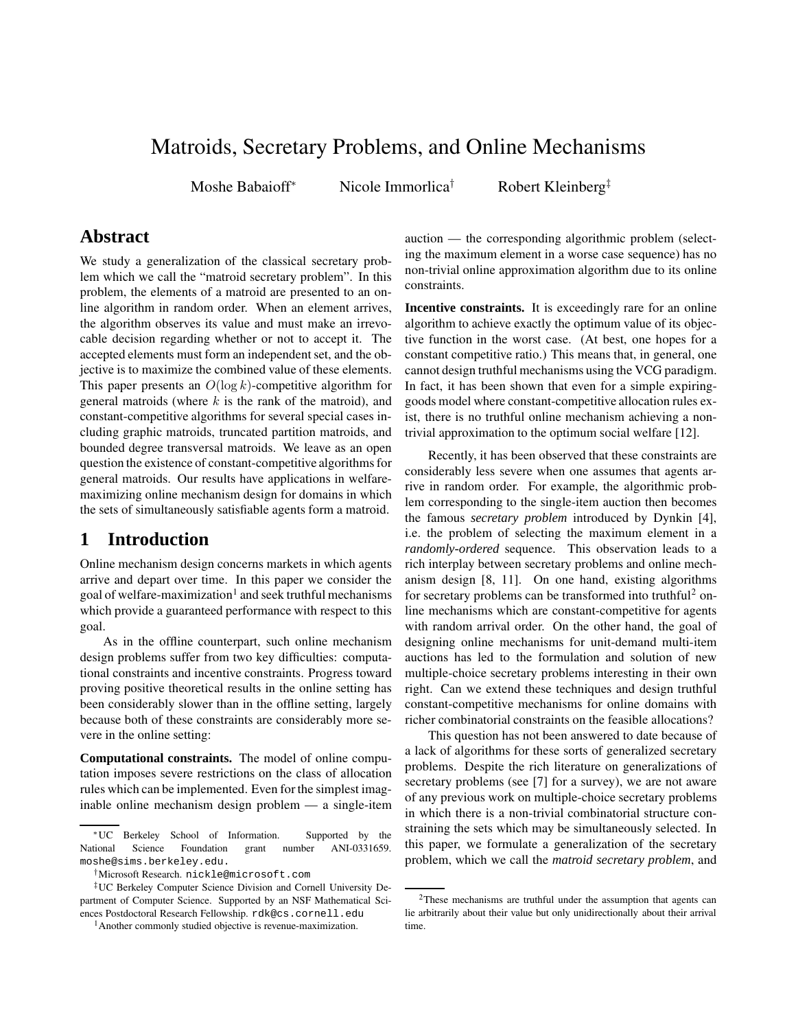# Matroids, Secretary Problems, and Online Mechanisms

Moshe Babaioff[*] Nicole Immorlica[†] Robert Kleinberg[‡]

## Abstract

We study a generalization of the classical secretary problem which we call the "matroid secretary problem". In this problem, the elements of a matroid are presented to an online algorithm in random order. When an element arrives, the algorithm observes its value and must make an irrevocable decision regarding whether or not to accept it. The accepted elements must form an independent set, and the objective is to maximize the combined value of these elements. This paper presents an $O(\log k)$-competitive algorithm for general matroids (where $k$ is the rank of the matroid), and constant-competitive algorithms for several special cases including graphic matroids, truncated partition matroids, and bounded degree transversal matroids. We leave as an open question the existence of constant-competitive algorithms for general matroids. Our results have applications in welfare-maximizing online mechanism design for domains in which the sets of simultaneously satisfiable agents form a matroid.

## 1 Introduction

Online mechanism design concerns markets in which agents arrive and depart over time. In this paper we consider the goal of welfare-maximization[1] and seek truthful mechanisms which provide a guaranteed performance with respect to this goal.

As in the offline counterpart, such online mechanism design problems suffer from two key difficulties: computational constraints and incentive constraints. Progress toward proving positive theoretical results in the online setting has been considerably slower than in the offline setting, largely because both of these constraints are considerably more severe in the online setting:

**Computational constraints.** The model of online computation imposes severe restrictions on the class of allocation rules which can be implemented. Even for the simplest imaginable online mechanism design problem — a single-item auction — the corresponding algorithmic problem (selecting the maximum element in a worse case sequence) has no non-trivial online approximation algorithm due to its online constraints.

**Incentive constraints.** It is exceedingly rare for an online algorithm to achieve exactly the optimum value of its objective function in the worst case. (At best, one hopes for a constant competitive ratio.) This means that, in general, one cannot design truthful mechanisms using the VCG paradigm. In fact, it has been shown that even for a simple expiring-goods model where constant-competitive allocation rules exist, there is no truthful online mechanism achieving a non-trivial approximation to the optimum social welfare [12].

Recently, it has been observed that these constraints are considerably less severe when one assumes that agents arrive in random order. For example, the algorithmic problem corresponding to the single-item auction then becomes the famous *secretary problem* introduced by Dynkin [4], i.e. the problem of selecting the maximum element in a *randomly-ordered* sequence. This observation leads to a rich interplay between secretary problems and online mechanism design [8, 11]. On one hand, existing algorithms for secretary problems can be transformed into truthful[2] online mechanisms which are constant-competitive for agents with random arrival order. On the other hand, the goal of designing online mechanisms for unit-demand multi-item auctions has led to the formulation and solution of new multiple-choice secretary problems interesting in their own right. Can we extend these techniques and design truthful constant-competitive mechanisms for online domains with richer combinatorial constraints on the feasible allocations?

This question has not been answered to date because of a lack of algorithms for these sorts of generalized secretary problems. Despite the rich literature on generalizations of secretary problems (see [7] for a survey), we are not aware of any previous work on multiple-choice secretary problems in which there is a non-trivial combinatorial structure constraining the sets which may be simultaneously selected. In this paper, we formulate a generalization of the secretary problem, which we call the *matroid secretary problem*, and

---

[*] UC Berkeley School of Information. Supported by the National Science Foundation grant number ANI-0331659. moshe@sims.berkeley.edu.

[†] Microsoft Research. nickle@microsoft.com

[‡] UC Berkeley Computer Science Division and Cornell University Department of Computer Science. Supported by an NSF Mathematical Sciences Postdoctoral Research Fellowship. rdk@cs.cornell.edu

[1] Another commonly studied objective is revenue-maximization.

[2] These mechanisms are truthful under the assumption that agents can lie arbitrarily about their value but only unidirectionally about their arrival time.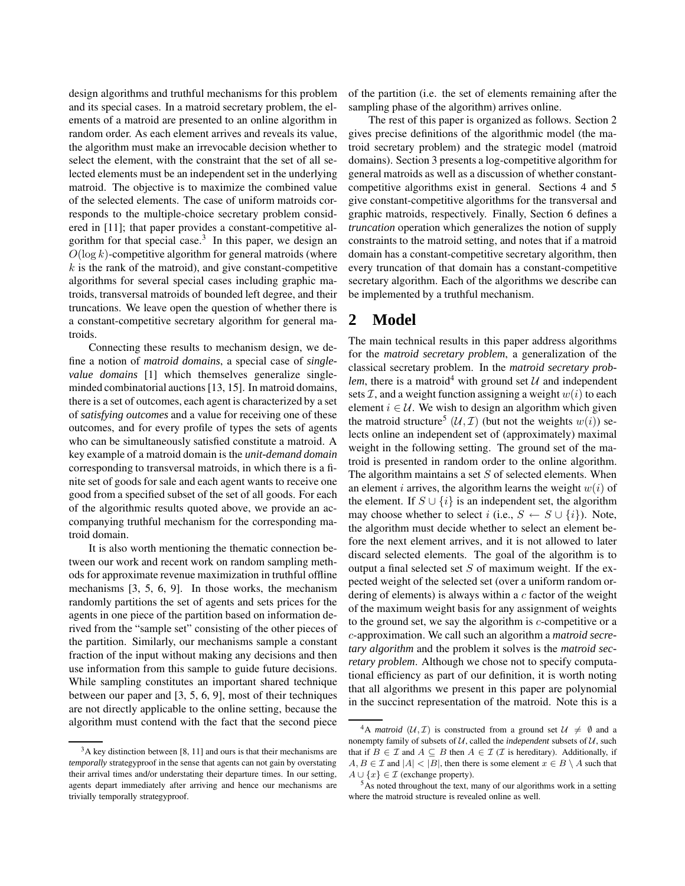design algorithms and truthful mechanisms for this problem and its special cases. In a matroid secretary problem, the elements of a matroid are presented to an online algorithm in random order. As each element arrives and reveals its value, the algorithm must make an irrevocable decision whether to select the element, with the constraint that the set of all selected elements must be an independent set in the underlying matroid. The objective is to maximize the combined value of the selected elements. The case of uniform matroids corresponds to the multiple-choice secretary problem considered in [11]; that paper provides a constant-competitive algorithm for that special case.[3] In this paper, we design an $O(\log k)$-competitive algorithm for general matroids (where $k$ is the rank of the matroid), and give constant-competitive algorithms for several special cases including graphic matroids, transversal matroids of bounded left degree, and their truncations. We leave open the question of whether there is a constant-competitive secretary algorithm for general matroids.

Connecting these results to mechanism design, we define a notion of *matroid domains*, a special case of *single-value domains* [1] which themselves generalize single-minded combinatorial auctions [13, 15]. In matroid domains, there is a set of outcomes, each agent is characterized by a set of *satisfying outcomes* and a value for receiving one of these outcomes, and for every profile of types the sets of agents who can be simultaneously satisfied constitute a matroid. A key example of a matroid domain is the *unit-demand domain* corresponding to transversal matroids, in which there is a finite set of goods for sale and each agent wants to receive one good from a specified subset of the set of all goods. For each of the algorithmic results quoted above, we provide an accompanying truthful mechanism for the corresponding matroid domain.

It is also worth mentioning the thematic connection between our work and recent work on random sampling methods for approximate revenue maximization in truthful offline mechanisms [3, 5, 6, 9]. In those works, the mechanism randomly partitions the set of agents and sets prices for the agents in one piece of the partition based on information derived from the "sample set" consisting of the other pieces of the partition. Similarly, our mechanisms sample a constant fraction of the input without making any decisions and then use information from this sample to guide future decisions. While sampling constitutes an important shared technique between our paper and [3, 5, 6, 9], most of their techniques are not directly applicable to the online setting, because the algorithm must contend with the fact that the second piece of the partition (i.e. the set of elements remaining after the sampling phase of the algorithm) arrives online.

The rest of this paper is organized as follows. Section 2 gives precise definitions of the algorithmic model (the matroid secretary problem) and the strategic model (matroid domains). Section 3 presents a log-competitive algorithm for general matroids as well as a discussion of whether constant-competitive algorithms exist in general. Sections 4 and 5 give constant-competitive algorithms for the transversal and graphic matroids, respectively. Finally, Section 6 defines a *truncation* operation which generalizes the notion of supply constraints to the matroid setting, and notes that if a matroid domain has a constant-competitive secretary algorithm, then every truncation of that domain has a constant-competitive secretary algorithm. Each of the algorithms we describe can be implemented by a truthful mechanism.

## 2 Model

The main technical results in this paper address algorithms for the *matroid secretary problem*, a generalization of the classical secretary problem. In the *matroid secretary problem*, there is a matroid[4] with ground set $\mathcal{U}$ and independent sets $\mathcal{I}$, and a weight function assigning a weight $w(i)$ to each element $i \in \mathcal{U}$. We wish to design an algorithm which given the matroid structure[5] $(\mathcal{U}, \mathcal{I})$ (but not the weights $w(i)$) selects online an independent set of (approximately) maximal weight in the following setting. The ground set of the matroid is presented in random order to the online algorithm. The algorithm maintains a set $S$ of selected elements. When an element $i$ arrives, the algorithm learns the weight $w(i)$ of the element. If $S \cup \{i\}$ is an independent set, the algorithm may choose whether to select $i$ (i.e., $S \leftarrow S \cup \{i\}$). Note, the algorithm must decide whether to select an element before the next element arrives, and it is not allowed to later discard selected elements. The goal of the algorithm is to output a final selected set $S$ of maximum weight. If the expected weight of the selected set (over a uniform random ordering of elements) is always within a $c$ factor of the weight of the maximum weight basis for any assignment of weights to the ground set, we say the algorithm is $c$-competitive or a $c$-approximation. We call such an algorithm a *matroid secretary algorithm* and the problem it solves is the *matroid secretary problem*. Although we chose not to specify computational efficiency as part of our definition, it is worth noting that all algorithms we present in this paper are polynomial in the succinct representation of the matroid. Note this is a

[3] A key distinction between [8, 11] and ours is that their mechanisms are *temporally* strategyproof in the sense that agents can not gain by overstating their arrival times and/or understating their departure times. In our setting, agents depart immediately after arriving and hence our mechanisms are trivially temporally strategyproof.

[4] A *matroid* $(\mathcal{U}, \mathcal{I})$ is constructed from a ground set $\mathcal{U} \neq \emptyset$ and a nonempty family of subsets of $\mathcal{U}$, called the *independent* subsets of $\mathcal{U}$, such that if $B \in \mathcal{I}$ and $A \subseteq B$ then $A \in \mathcal{I}$ ($\mathcal{I}$ is hereditary). Additionally, if $A, B \in \mathcal{I}$ and $|A| < |B|$, then there is some element $x \in B \setminus A$ such that $A \cup \{x\} \in \mathcal{I}$ (exchange property).

[5] As noted throughout the text, many of our algorithms work in a setting where the matroid structure is revealed online as well.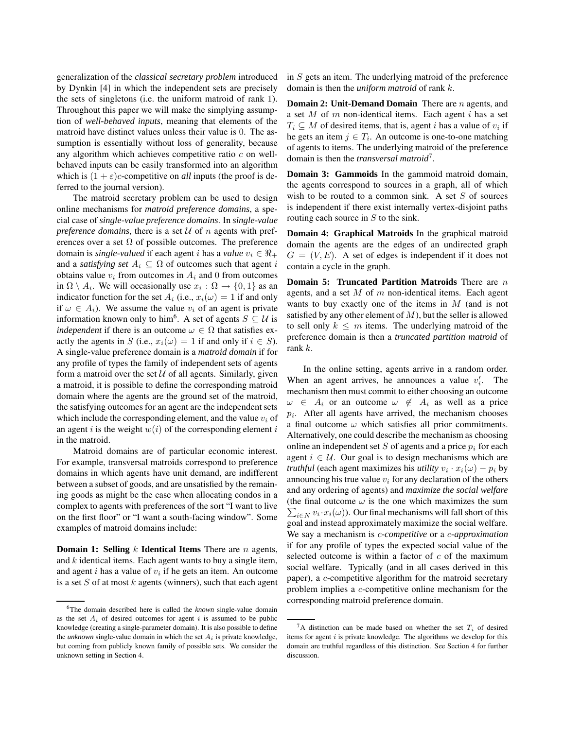generalization of the *classical secretary problem* introduced by Dynkin [4] in which the independent sets are precisely the sets of singletons (i.e. the uniform matroid of rank 1). Throughout this paper we will make the simplying assumption of *well-behaved inputs*, meaning that elements of the matroid have distinct values unless their value is 0. The assumption is essentially without loss of generality, because any algorithm which achieves competitive ratio $c$ on well-behaved inputs can be easily transformed into an algorithm which is $(1+\varepsilon)c$-competitive on *all* inputs (the proof is deferred to the journal version).

The matroid secretary problem can be used to design online mechanisms for *matroid preference domains*, a special case of *single-value preference domains*. In *single-value preference domains*, there is a set $\mathcal{U}$ of $n$ agents with preferences over a set $\Omega$ of possible outcomes. The preference domain is *single-valued* if each agent $i$ has a *value* $v_i \in \Re_+$ and a *satisfying set* $A_i \subseteq \Omega$ of outcomes such that agent $i$ obtains value $v_i$ from outcomes in $A_i$ and 0 from outcomes in $\Omega \setminus A_i$. We will occasionally use $x_i : \Omega \to \{0,1\}$ as an indicator function for the set $A_i$ (i.e., $x_i(\omega) = 1$ if and only if $\omega \in A_i$). We assume the value $v_i$ of an agent is private information known only to him[6]. A set of agents $S \subseteq \mathcal{U}$ is *independent* if there is an outcome $\omega \in \Omega$ that satisfies exactly the agents in $S$ (i.e., $x_i(\omega) = 1$ if and only if $i \in S$). A single-value preference domain is a *matroid domain* if for any profile of types the family of independent sets of agents form a matroid over the set $\mathcal{U}$ of all agents. Similarly, given a matroid, it is possible to define the corresponding matroid domain where the agents are the ground set of the matroid, the satisfying outcomes for an agent are the independent sets which include the corresponding element, and the value $v_i$ of an agent $i$ is the weight $w(i)$ of the corresponding element $i$ in the matroid.

Matroid domains are of particular economic interest. For example, transversal matroids correspond to preference domains in which agents have unit demand, are indifferent between a subset of goods, and are unsatisfied by the remaining goods as might be the case when allocating condos in a complex to agents with preferences of the sort "I want to live on the first floor" or "I want a south-facing window". Some examples of matroid domains include:

**Domain 1: Selling $k$ Identical Items** There are $n$ agents, and $k$ identical items. Each agent wants to buy a single item, and agent $i$ has a value of $v_i$ if he gets an item. An outcome is a set $S$ of at most $k$ agents (winners), such that each agent in $S$ gets an item. The underlying matroid of the preference domain is then the *uniform matroid* of rank $k$.

**Domain 2: Unit-Demand Domain** There are $n$ agents, and a set $M$ of $m$ non-identical items. Each agent $i$ has a set $T_i \subseteq M$ of desired items, that is, agent $i$ has a value of $v_i$ if he gets an item $j \in T_i$. An outcome is one-to-one matching of agents to items. The underlying matroid of the preference domain is then the *transversal matroid*[7].

**Domain 3: Gammoids** In the gammoid matroid domain, the agents correspond to sources in a graph, all of which wish to be routed to a common sink. A set $S$ of sources is independent if there exist internally vertex-disjoint paths routing each source in $S$ to the sink.

**Domain 4: Graphical Matroids** In the graphical matroid domain the agents are the edges of an undirected graph $G = (V, E)$. A set of edges is independent if it does not contain a cycle in the graph.

**Domain 5: Truncated Partition Matroids** There are $n$ agents, and a set $M$ of $m$ non-identical items. Each agent wants to buy exactly one of the items in $M$ (and is not satisfied by any other element of $M$), but the seller is allowed to sell only $k \leq m$ items. The underlying matroid of the preference domain is then a *truncated partition matroid* of rank $k$.

In the online setting, agents arrive in a random order. When an agent arrives, he announces a value $v'_i$. The mechanism then must commit to either choosing an outcome $\omega \in A_i$ or an outcome $\omega \notin A_i$ as well as a price $p_i$. After all agents have arrived, the mechanism chooses a final outcome $\omega$ which satisfies all prior commitments. Alternatively, one could describe the mechanism as choosing online an independent set $S$ of agents and a price $p_i$ for each agent $i \in \mathcal{U}$. Our goal is to design mechanisms which are *truthful* (each agent maximizes his *utility* $v_i \cdot x_i(\omega) - p_i$ by announcing his true value $v_i$ for any declaration of the others and any ordering of agents) and *maximize the social welfare* (the final outcome $\omega$ is the one which maximizes the sum $\sum_{i \in N} v_i \cdot x_i(\omega)$). Our final mechanisms will fall short of this goal and instead approximately maximize the social welfare. We say a mechanism is $c$-*competitive* or a $c$-*approximation* if for any profile of types the expected social value of the selected outcome is within a factor of $c$ of the maximum social welfare. Typically (and in all cases derived in this paper), a $c$-competitive algorithm for the matroid secretary problem implies a $c$-competitive online mechanism for the corresponding matroid preference domain.

---

[6] The domain described here is called the *known* single-value domain as the set $A_i$ of desired outcomes for agent $i$ is assumed to be public knowledge (creating a single-parameter domain). It is also possible to define the *unknown* single-value domain in which the set $A_i$ is private knowledge, but coming from publicly known family of possible sets. We consider the unknown setting in Section 4.

[7] A distinction can be made based on whether the set $T_i$ of desired items for agent $i$ is private knowledge. The algorithms we develop for this domain are truthful regardless of this distinction. See Section 4 for further discussion.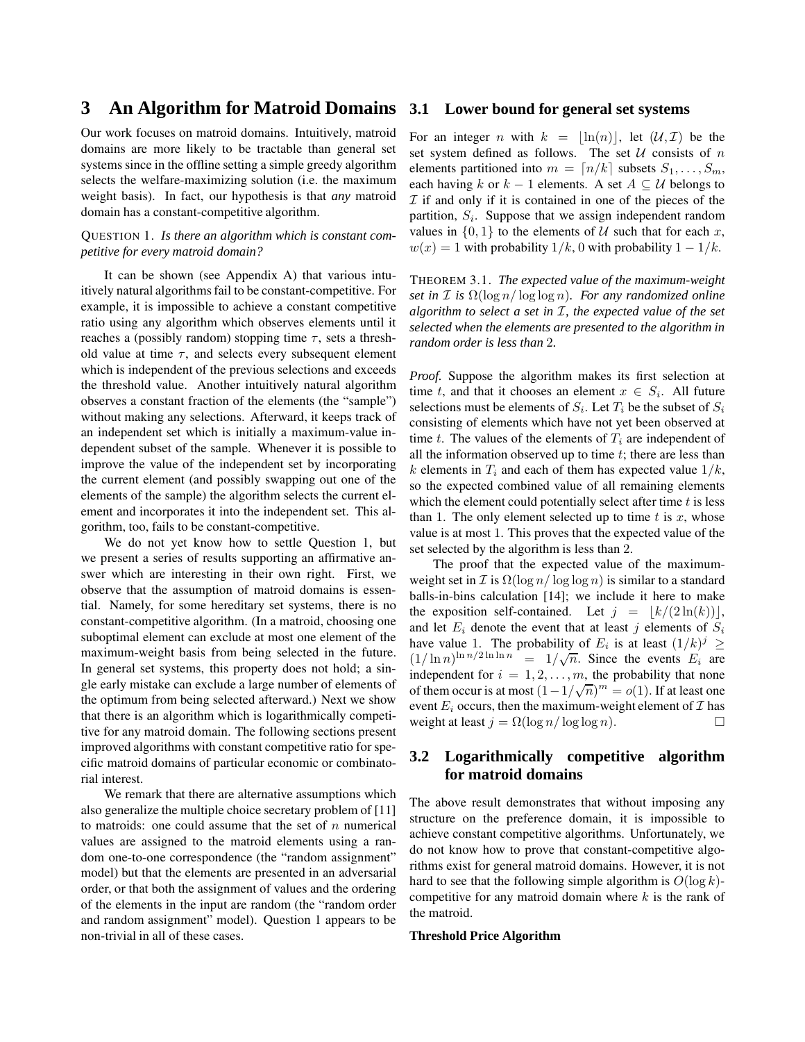## 3 An Algorithm for Matroid Domains

Our work focuses on matroid domains. Intuitively, matroid domains are more likely to be tractable than general set systems since in the offline setting a simple greedy algorithm selects the welfare-maximizing solution (i.e. the maximum weight basis). In fact, our hypothesis is that *any* matroid domain has a constant-competitive algorithm.

QUESTION 1. *Is there an algorithm which is constant competitive for every matroid domain?*

It can be shown (see Appendix A) that various intuitively natural algorithms fail to be constant-competitive. For example, it is impossible to achieve a constant competitive ratio using any algorithm which observes elements until it reaches a (possibly random) stopping time $\tau$, sets a threshold value at time $\tau$, and selects every subsequent element which is independent of the previous selections and exceeds the threshold value. Another intuitively natural algorithm observes a constant fraction of the elements (the "sample") without making any selections. Afterward, it keeps track of an independent set which is initially a maximum-value independent subset of the sample. Whenever it is possible to improve the value of the independent set by incorporating the current element (and possibly swapping out one of the elements of the sample) the algorithm selects the current element and incorporates it into the independent set. This algorithm, too, fails to be constant-competitive.

We do not yet know how to settle Question 1, but we present a series of results supporting an affirmative answer which are interesting in their own right. First, we observe that the assumption of matroid domains is essential. Namely, for some hereditary set systems, there is no constant-competitive algorithm. (In a matroid, choosing one suboptimal element can exclude at most one element of the maximum-weight basis from being selected in the future. In general set systems, this property does not hold; a single early mistake can exclude a large number of elements of the optimum from being selected afterward.) Next we show that there is an algorithm which is logarithmically competitive for any matroid domain. The following sections present improved algorithms with constant competitive ratio for specific matroid domains of particular economic or combinatorial interest.

We remark that there are alternative assumptions which also generalize the multiple choice secretary problem of [11] to matroids: one could assume that the set of $n$ numerical values are assigned to the matroid elements using a random one-to-one correspondence (the "random assignment" model) but that the elements are presented in an adversarial order, or that both the assignment of values and the ordering of the elements in the input are random (the "random order and random assignment" model). Question 1 appears to be non-trivial in all of these cases.

### 3.1 Lower bound for general set systems

For an integer $n$ with $k = \lfloor \ln(n) \rfloor$, let $(\mathcal{U}, \mathcal{I})$ be the set system defined as follows. The set $\mathcal{U}$ consists of $n$ elements partitioned into $m = \lceil n/k \rceil$ subsets $S_1, \ldots, S_m$, each having $k$ or $k-1$ elements. A set $A \subseteq \mathcal{U}$ belongs to $\mathcal{I}$ if and only if it is contained in one of the pieces of the partition, $S_i$. Suppose that we assign independent random values in $\{0, 1\}$ to the elements of $\mathcal{U}$ such that for each $x$, $w(x) = 1$ with probability $1/k$, 0 with probability $1 - 1/k$.

THEOREM 3.1. *The expected value of the maximum-weight set in $\mathcal{I}$ is $\Omega(\log n / \log \log n)$. For any randomized online algorithm to select a set in $\mathcal{I}$, the expected value of the set selected when the elements are presented to the algorithm in random order is less than 2.*

*Proof.* Suppose the algorithm makes its first selection at time $t$, and that it chooses an element $x \in S_i$. All future selections must be elements of $S_i$. Let $T_i$ be the subset of $S_i$ consisting of elements which have not yet been observed at time $t$. The values of the elements of $T_i$ are independent of all the information observed up to time $t$; there are less than $k$ elements in $T_i$ and each of them has expected value $1/k$, so the expected combined value of all remaining elements which the element could potentially select after time $t$ is less than 1. The only element selected up to time $t$ is $x$, whose value is at most 1. This proves that the expected value of the set selected by the algorithm is less than 2.

The proof that the expected value of the maximum-weight set in $\mathcal{I}$ is $\Omega(\log n / \log \log n)$ is similar to a standard balls-in-bins calculation [14]; we include it here to make the exposition self-contained. Let $j = \lfloor k/(2\ln(k)) \rfloor$, and let $E_i$ denote the event that at least $j$ elements of $S_i$ have value 1. The probability of $E_i$ is at least $(1/k)^j \geq (1/\ln n)^{\ln n / 2 \ln \ln n} = 1/\sqrt{n}$. Since the events $E_i$ are independent for $i = 1, 2, \ldots, m$, the probability that none of them occur is at most $(1 - 1/\sqrt{n})^m = o(1)$. If at least one event $E_i$ occurs, then the maximum-weight element of $\mathcal{I}$ has weight at least $j = \Omega(\log n / \log \log n)$. □

### 3.2 Logarithmically competitive algorithm for matroid domains

The above result demonstrates that without imposing any structure on the preference domain, it is impossible to achieve constant competitive algorithms. Unfortunately, we do not know how to prove that constant-competitive algorithms exist for general matroid domains. However, it is not hard to see that the following simple algorithm is $O(\log k)$-competitive for any matroid domain where $k$ is the rank of the matroid.

**Threshold Price Algorithm**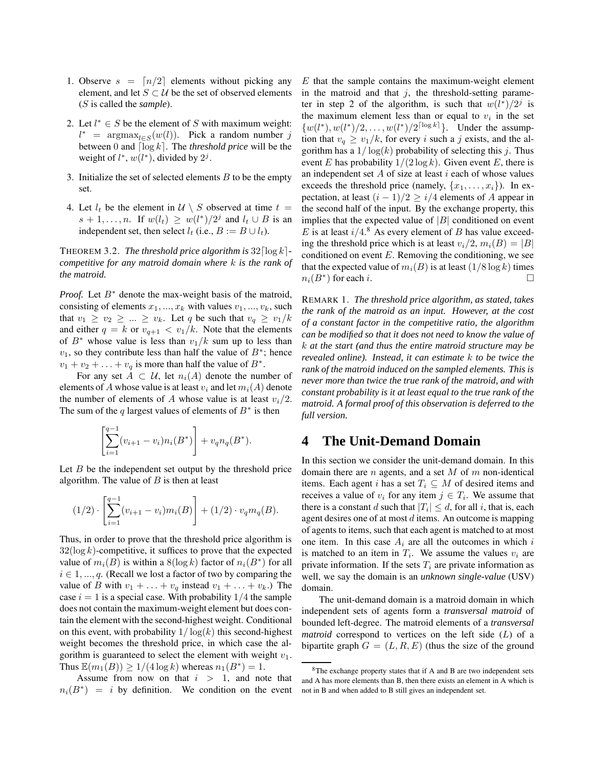1. Observe $s = \lceil n/2 \rceil$ elements without picking any element, and let $S \subset \mathcal{U}$ be the set of observed elements ($S$ is called the *sample*).

2. Let $l^* \in S$ be the element of $S$ with maximum weight: $l^* = \mathrm{argmax}_{l \in S}(w(l))$. Pick a random number $j$ between 0 and $\lceil \log k \rceil$. The *threshold price* will be the weight of $l^*$, $w(l^*)$, divided by $2^j$.

3. Initialize the set of selected elements $B$ to be the empty set.

4. Let $l_t$ be the element in $\mathcal{U} \setminus S$ observed at time $t = s+1, \ldots, n$. If $w(l_t) \geq w(l^*)/2^j$ and $l_t \cup B$ is an independent set, then select $l_t$ (i.e., $B := B \cup l_t$).

THEOREM 3.2. *The threshold price algorithm is $32\lceil \log k \rceil$-competitive for any matroid domain where $k$ is the rank of the matroid.*

*Proof.* Let $B^*$ denote the max-weight basis of the matroid, consisting of elements $x_1, ..., x_k$ with values $v_1, ..., v_k$, such that $v_1 \geq v_2 \geq ... \geq v_k$. Let $q$ be such that $v_q \geq v_1/k$ and either $q = k$ or $v_{q+1} < v_1/k$. Note that the elements of $B^*$ whose value is less than $v_1/k$ sum up to less than $v_1$, so they contribute less than half the value of $B^*$; hence $v_1 + v_2 + \ldots + v_q$ is more than half the value of $B^*$.

For any set $A \subset \mathcal{U}$, let $n_i(A)$ denote the number of elements of $A$ whose value is at least $v_i$ and let $m_i(A)$ denote the number of elements of $A$ whose value is at least $v_i/2$. The sum of the $q$ largest values of elements of $B^*$ is then

$$\left[\sum_{i=1}^{q-1}(v_{i+1} - v_i)n_i(B^*)\right] + v_q n_q(B^*).$$

Let $B$ be the independent set output by the threshold price algorithm. The value of $B$ is then at least

$$(1/2) \cdot \left[\sum_{i=1}^{q-1}(v_{i+1} - v_i)m_i(B)\right] + (1/2) \cdot v_q m_q(B).$$

Thus, in order to prove that the threshold price algorithm is $32(\log k)$-competitive, it suffices to prove that the expected value of $m_i(B)$ is within a $8(\log k)$ factor of $n_i(B^*)$ for all $i \in 1, ..., q$. (Recall we lost a factor of two by comparing the value of $B$ with $v_1 + \ldots + v_q$ instead $v_1 + \ldots + v_k$.) The case $i = 1$ is a special case. With probability $1/4$ the sample does not contain the maximum-weight element but does contain the element with the second-highest weight. Conditional on this event, with probability $1/\log(k)$ this second-highest weight becomes the threshold price, in which case the algorithm is guaranteed to select the element with weight $v_1$. Thus $\mathbb{E}(m_1(B)) \geq 1/(4 \log k)$ whereas $n_1(B^*) = 1$.

Assume from now on that $i > 1$, and note that $n_i(B^*) = i$ by definition. We condition on the event $E$ that the sample contains the maximum-weight element in the matroid and that $j$, the threshold-setting parameter in step 2 of the algorithm, is such that $w(l^*)/2^j$ is the maximum element less than or equal to $v_i$ in the set $\{w(l^*), w(l^*)/2, \ldots, w(l^*)/2^{\lceil \log k \rceil}\}$. Under the assumption that $v_q \geq v_1/k$, for every $i$ such a $j$ exists, and the algorithm has a $1/\log(k)$ probability of selecting this $j$. Thus event $E$ has probability $1/(2 \log k)$. Given event $E$, there is an independent set $A$ of size at least $i$ each of whose values exceeds the threshold price (namely, $\{x_1, \ldots, x_i\}$). In expectation, at least $(i-1)/2 \geq i/4$ elements of $A$ appear in the second half of the input. By the exchange property, this implies that the expected value of $|B|$ conditioned on event $E$ is at least $i/4$.[8] As every element of $B$ has value exceeding the threshold price which is at least $v_i/2$, $m_i(B) = |B|$ conditioned on event $E$. Removing the conditioning, we see that the expected value of $m_i(B)$ is at least $(1/8 \log k)$ times $n_i(B^*)$ for each $i$. □

REMARK 1. *The threshold price algorithm, as stated, takes the rank of the matroid as an input. However, at the cost of a constant factor in the competitive ratio, the algorithm can be modified so that it does not need to know the value of $k$ at the start (and thus the entire matroid structure may be revealed online). Instead, it can estimate $k$ to be twice the rank of the matroid induced on the sampled elements. This is never more than twice the true rank of the matroid, and with constant probability is it at least equal to the true rank of the matroid. A formal proof of this observation is deferred to the full version.*

# 4 The Unit-Demand Domain

In this section we consider the unit-demand domain. In this domain there are $n$ agents, and a set $M$ of $m$ non-identical items. Each agent $i$ has a set $T_i \subseteq M$ of desired items and receives a value of $v_i$ for any item $j \in T_i$. We assume that there is a constant $d$ such that $|T_i| \leq d$, for all $i$, that is, each agent desires one of at most $d$ items. An outcome is mapping of agents to items, such that each agent is matched to at most one item. In this case $A_i$ are all the outcomes in which $i$ is matched to an item in $T_i$. We assume the values $v_i$ are private information. If the sets $T_i$ are private information as well, we say the domain is an *unknown single-value* (USV) domain.

The unit-demand domain is a matroid domain in which independent sets of agents form a *transversal matroid* of bounded left-degree. The matroid elements of a *transversal matroid* correspond to vertices on the left side ($L$) of a bipartite graph $G = (L, R, E)$ (thus the size of the ground

[8] The exchange property states that if A and B are two independent sets and A has more elements than B, then there exists an element in A which is not in B and when added to B still gives an independent set.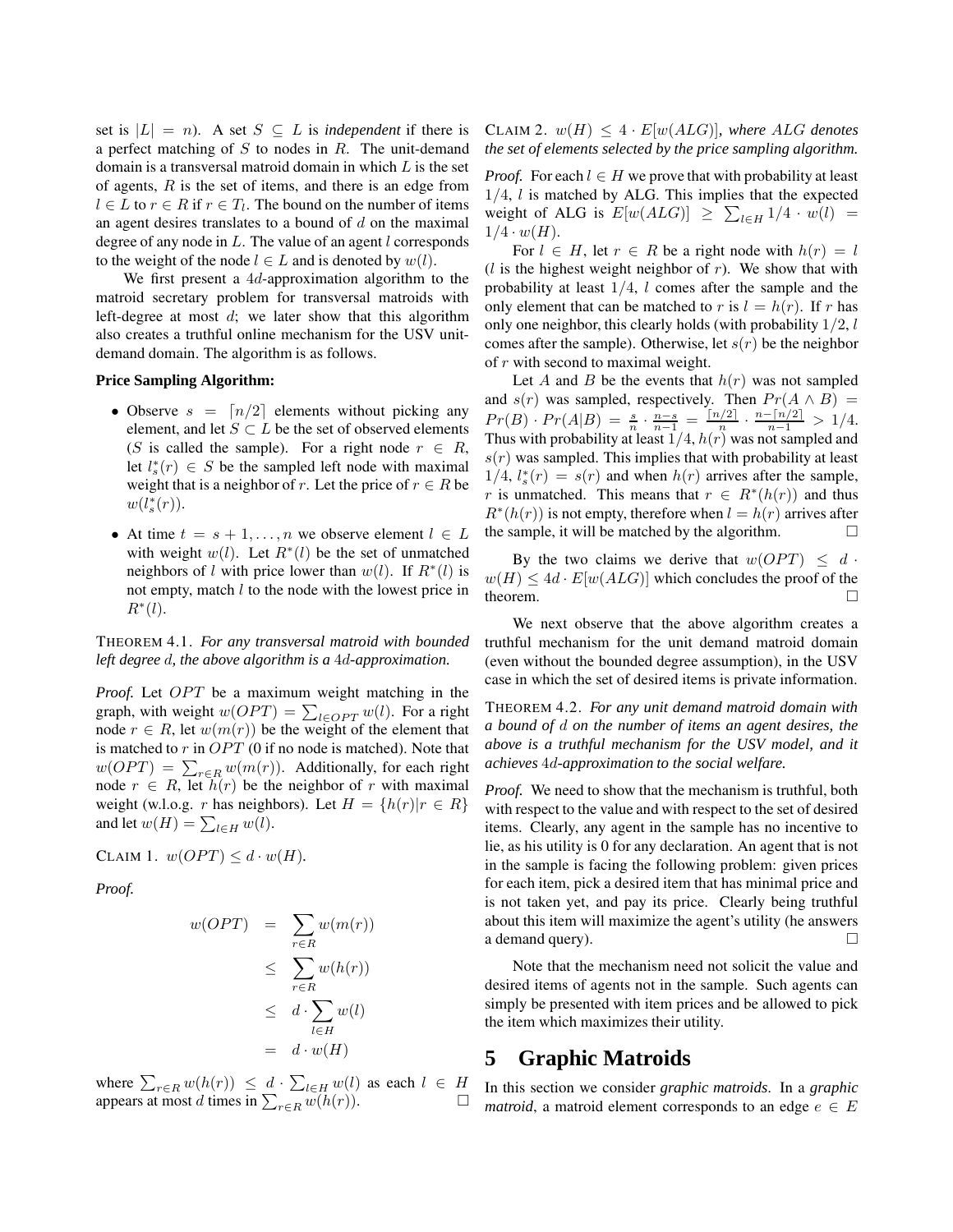set is $|L| = n$). A set $S \subseteq L$ is *independent* if there is a perfect matching of $S$ to nodes in $R$. The unit-demand domain is a transversal matroid domain in which $L$ is the set of agents, $R$ is the set of items, and there is an edge from $l \in L$ to $r \in R$ if $r \in T_l$. The bound on the number of items an agent desires translates to a bound of $d$ on the maximal degree of any node in $L$. The value of an agent $l$ corresponds to the weight of the node $l \in L$ and is denoted by $w(l)$.

We first present a $4d$-approximation algorithm to the matroid secretary problem for transversal matroids with left-degree at most $d$; we later show that this algorithm also creates a truthful online mechanism for the USV unit-demand domain. The algorithm is as follows.

**Price Sampling Algorithm:**

- Observe $s = \lceil n/2 \rceil$ elements without picking any element, and let $S \subset L$ be the set of observed elements ($S$ is called the sample). For a right node $r \in R$, let $l_s^*(r) \in S$ be the sampled left node with maximal weight that is a neighbor of $r$. Let the price of $r \in R$ be $w(l_s^*(r))$.
- At time $t = s+1, \ldots, n$ we observe element $l \in L$ with weight $w(l)$. Let $R^*(l)$ be the set of unmatched neighbors of $l$ with price lower than $w(l)$. If $R^*(l)$ is not empty, match $l$ to the node with the lowest price in $R^*(l)$.

THEOREM 4.1. *For any transversal matroid with bounded left degree $d$, the above algorithm is a $4d$-approximation.*

*Proof.* Let $OPT$ be a maximum weight matching in the graph, with weight $w(OPT) = \sum_{l \in OPT} w(l)$. For a right node $r \in R$, let $w(m(r))$ be the weight of the element that is matched to $r$ in $OPT$ (0 if no node is matched). Note that $w(OPT) = \sum_{r \in R} w(m(r))$. Additionally, for each right node $r \in R$, let $h(r)$ be the neighbor of $r$ with maximal weight (w.l.o.g. $r$ has neighbors). Let $H = \{h(r) | r \in R\}$ and let $w(H) = \sum_{l \in H} w(l)$.

CLAIM 1. $w(OPT) \leq d \cdot w(H)$.

*Proof.*

$$
\begin{aligned}
w(OPT) &= \sum_{r \in R} w(m(r)) \\
&\leq \sum_{r \in R} w(h(r)) \\
&\leq d \cdot \sum_{l \in H} w(l) \\
&= d \cdot w(H)
\end{aligned}
$$

where $\sum_{r \in R} w(h(r)) \leq d \cdot \sum_{l \in H} w(l)$ as each $l \in H$ appears at most $d$ times in $\sum_{r \in R} w(h(r))$. □

CLAIM 2. $w(H) \leq 4 \cdot E[w(ALG)]$*, where $ALG$ denotes the set of elements selected by the price sampling algorithm.*

*Proof.* For each $l \in H$ we prove that with probability at least $1/4$, $l$ is matched by ALG. This implies that the expected weight of ALG is $E[w(ALG)] \geq \sum_{l \in H} 1/4 \cdot w(l) = 1/4 \cdot w(H)$.

For $l \in H$, let $r \in R$ be a right node with $h(r) = l$ ($l$ is the highest weight neighbor of $r$). We show that with probability at least $1/4$, $l$ comes after the sample and the only element that can be matched to $r$ is $l = h(r)$. If $r$ has only one neighbor, this clearly holds (with probability $1/2$, $l$ comes after the sample). Otherwise, let $s(r)$ be the neighbor of $r$ with second to maximal weight.

Let $A$ and $B$ be the events that $h(r)$ was not sampled and $s(r)$ was sampled, respectively. Then $Pr(A \wedge B) = Pr(B) \cdot Pr(A|B) = \frac{s}{n} \cdot \frac{n-s}{n-1} = \frac{\lceil n/2 \rceil}{n} \cdot \frac{n - \lceil n/2 \rceil}{n-1} > 1/4$. Thus with probability at least $1/4$, $h(r)$ was not sampled and $s(r)$ was sampled. This implies that with probability at least $1/4$, $l_s^*(r) = s(r)$ and when $h(r)$ arrives after the sample, $r$ is unmatched. This means that $r \in R^*(h(r))$ and thus $R^*(h(r))$ is not empty, therefore when $l = h(r)$ arrives after the sample, it will be matched by the algorithm. □

By the two claims we derive that $w(OPT) \leq d \cdot w(H) \leq 4d \cdot E[w(ALG)]$ which concludes the proof of the theorem. □

We next observe that the above algorithm creates a truthful mechanism for the unit demand matroid domain (even without the bounded degree assumption), in the USV case in which the set of desired items is private information.

THEOREM 4.2. *For any unit demand matroid domain with a bound of $d$ on the number of items an agent desires, the above is a truthful mechanism for the USV model, and it achieves $4d$-approximation to the social welfare.*

*Proof.* We need to show that the mechanism is truthful, both with respect to the value and with respect to the set of desired items. Clearly, any agent in the sample has no incentive to lie, as his utility is 0 for any declaration. An agent that is not in the sample is facing the following problem: given prices for each item, pick a desired item that has minimal price and is not taken yet, and pay its price. Clearly being truthful about this item will maximize the agent's utility (he answers a demand query). □

Note that the mechanism need not solicit the value and desired items of agents not in the sample. Such agents can simply be presented with item prices and be allowed to pick the item which maximizes their utility.

# 5 Graphic Matroids

In this section we consider *graphic matroids*. In a *graphic matroid*, a matroid element corresponds to an edge $e \in E$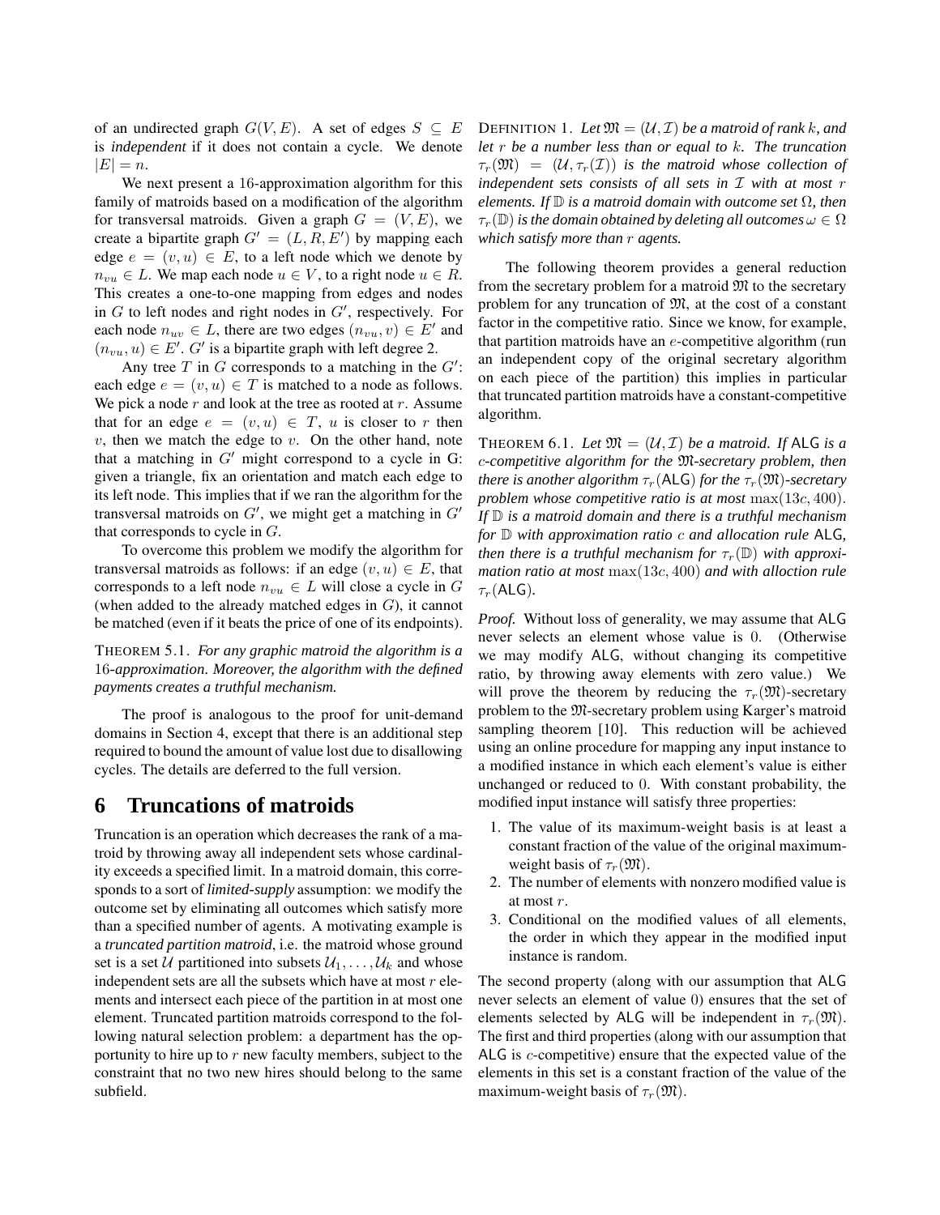of an undirected graph $G(V, E)$. A set of edges $S \subseteq E$ is *independent* if it does not contain a cycle. We denote $|E| = n$.

We next present a 16-approximation algorithm for this family of matroids based on a modification of the algorithm for transversal matroids. Given a graph $G = (V, E)$, we create a bipartite graph $G' = (L, R, E')$ by mapping each edge $e = (v, u) \in E$, to a left node which we denote by $n_{vu} \in L$. We map each node $u \in V$, to a right node $u \in R$. This creates a one-to-one mapping from edges and nodes in $G$ to left nodes and right nodes in $G'$, respectively. For each node $n_{uv} \in L$, there are two edges $(n_{vu}, v) \in E'$ and $(n_{vu}, u) \in E'$. $G'$ is a bipartite graph with left degree 2.

Any tree $T$ in $G$ corresponds to a matching in the $G'$: each edge $e = (v, u) \in T$ is matched to a node as follows. We pick a node $r$ and look at the tree as rooted at $r$. Assume that for an edge $e = (v, u) \in T$, $u$ is closer to $r$ then $v$, then we match the edge to $v$. On the other hand, note that a matching in $G'$ might correspond to a cycle in G: given a triangle, fix an orientation and match each edge to its left node. This implies that if we ran the algorithm for the transversal matroids on $G'$, we might get a matching in $G'$ that corresponds to cycle in $G$.

To overcome this problem we modify the algorithm for transversal matroids as follows: if an edge $(v, u) \in E$, that corresponds to a left node $n_{vu} \in L$ will close a cycle in $G$ (when added to the already matched edges in $G$), it cannot be matched (even if it beats the price of one of its endpoints).

THEOREM 5.1. *For any graphic matroid the algorithm is a 16-approximation. Moreover, the algorithm with the defined payments creates a truthful mechanism.*

The proof is analogous to the proof for unit-demand domains in Section 4, except that there is an additional step required to bound the amount of value lost due to disallowing cycles. The details are deferred to the full version.

# 6 Truncations of matroids

Truncation is an operation which decreases the rank of a matroid by throwing away all independent sets whose cardinality exceeds a specified limit. In a matroid domain, this corresponds to a sort of *limited-supply* assumption: we modify the outcome set by eliminating all outcomes which satisfy more than a specified number of agents. A motivating example is a *truncated partition matroid*, i.e. the matroid whose ground set is a set $\mathcal{U}$ partitioned into subsets $\mathcal{U}_1, \ldots, \mathcal{U}_k$ and whose independent sets are all the subsets which have at most $r$ elements and intersect each piece of the partition in at most one element. Truncated partition matroids correspond to the following natural selection problem: a department has the opportunity to hire up to $r$ new faculty members, subject to the constraint that no two new hires should belong to the same subfield.

DEFINITION 1. *Let $\mathfrak{M} = (\mathcal{U}, \mathcal{I})$ be a matroid of rank $k$, and let $r$ be a number less than or equal to $k$. The truncation $\tau_r(\mathfrak{M}) = (\mathcal{U}, \tau_r(\mathcal{I}))$ is the matroid whose collection of independent sets consists of all sets in $\mathcal{I}$ with at most $r$ elements. If $\mathbb{D}$ is a matroid domain with outcome set $\Omega$, then $\tau_r(\mathbb{D})$ is the domain obtained by deleting all outcomes $\omega \in \Omega$ which satisfy more than $r$ agents.*

The following theorem provides a general reduction from the secretary problem for a matroid $\mathfrak{M}$ to the secretary problem for any truncation of $\mathfrak{M}$, at the cost of a constant factor in the competitive ratio. Since we know, for example, that partition matroids have an $e$-competitive algorithm (run an independent copy of the original secretary algorithm on each piece of the partition) this implies in particular that truncated partition matroids have a constant-competitive algorithm.

THEOREM 6.1. *Let $\mathfrak{M} = (\mathcal{U}, \mathcal{I})$ be a matroid. If $\mathsf{ALG}$ is a $c$-competitive algorithm for the $\mathfrak{M}$-secretary problem, then there is another algorithm $\tau_r(\mathsf{ALG})$ for the $\tau_r(\mathfrak{M})$-secretary problem whose competitive ratio is at most $\max(13c, 400)$. If $\mathbb{D}$ is a matroid domain and there is a truthful mechanism for $\mathbb{D}$ with approximation ratio $c$ and allocation rule $\mathsf{ALG}$, then there is a truthful mechanism for $\tau_r(\mathbb{D})$ with approximation ratio at most $\max(13c, 400)$ and with alloction rule $\tau_r(\mathsf{ALG})$.*

*Proof.* Without loss of generality, we may assume that $\mathsf{ALG}$ never selects an element whose value is 0. (Otherwise we may modify $\mathsf{ALG}$, without changing its competitive ratio, by throwing away elements with zero value.) We will prove the theorem by reducing the $\tau_r(\mathfrak{M})$-secretary problem to the $\mathfrak{M}$-secretary problem using Karger's matroid sampling theorem [10]. This reduction will be achieved using an online procedure for mapping any input instance to a modified instance in which each element's value is either unchanged or reduced to 0. With constant probability, the modified input instance will satisfy three properties:

1. The value of its maximum-weight basis is at least a constant fraction of the value of the original maximum-weight basis of $\tau_r(\mathfrak{M})$.
2. The number of elements with nonzero modified value is at most $r$.
3. Conditional on the modified values of all elements, the order in which they appear in the modified input instance is random.

The second property (along with our assumption that $\mathsf{ALG}$ never selects an element of value 0) ensures that the set of elements selected by $\mathsf{ALG}$ will be independent in $\tau_r(\mathfrak{M})$. The first and third properties (along with our assumption that $\mathsf{ALG}$ is $c$-competitive) ensure that the expected value of the elements in this set is a constant fraction of the value of the maximum-weight basis of $\tau_r(\mathfrak{M})$.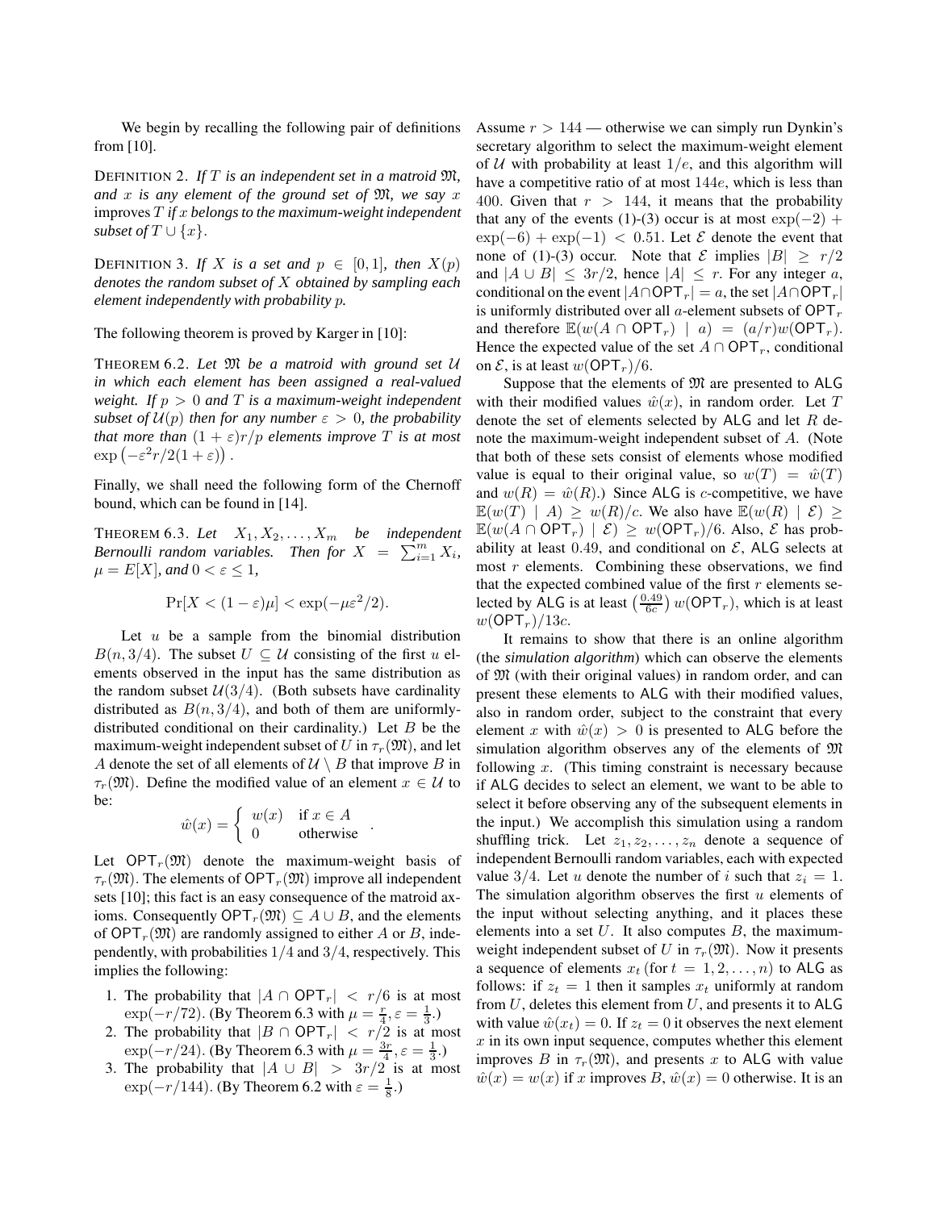We begin by recalling the following pair of definitions from [10].

DEFINITION 2. *If $T$ is an independent set in a matroid $\mathfrak{M}$, and $x$ is any element of the ground set of $\mathfrak{M}$, we say $x$* improves *$T$ if $x$ belongs to the maximum-weight independent subset of $T \cup \{x\}$.*

DEFINITION 3. *If $X$ is a set and $p \in [0,1]$, then $X(p)$ denotes the random subset of $X$ obtained by sampling each element independently with probability $p$.*

The following theorem is proved by Karger in [10]:

THEOREM 6.2. *Let $\mathfrak{M}$ be a matroid with ground set $\mathcal{U}$ in which each element has been assigned a real-valued weight. If $p > 0$ and $T$ is a maximum-weight independent subset of $\mathcal{U}(p)$ then for any number $\varepsilon > 0$, the probability that more than $(1+\varepsilon)r/p$ elements improve $T$ is at most $\exp\left(-\varepsilon^2 r/2(1+\varepsilon)\right)$.*

Finally, we shall need the following form of the Chernoff bound, which can be found in [14].

THEOREM 6.3. *Let $X_1, X_2, \ldots, X_m$ be independent Bernoulli random variables. Then for $X = \sum_{i=1}^m X_i$, $\mu = E[X]$, and $0 < \varepsilon \le 1$,*

$$\Pr[X < (1-\varepsilon)\mu] < \exp(-\mu\varepsilon^2/2).$$

Let $u$ be a sample from the binomial distribution $B(n, 3/4)$. The subset $U \subseteq \mathcal{U}$ consisting of the first $u$ elements observed in the input has the same distribution as the random subset $\mathcal{U}(3/4)$. (Both subsets have cardinality distributed as $B(n, 3/4)$, and both of them are uniformly-distributed conditional on their cardinality.) Let $B$ be the maximum-weight independent subset of $U$ in $\tau_r(\mathfrak{M})$, and let $A$ denote the set of all elements of $\mathcal{U} \setminus B$ that improve $B$ in $\tau_r(\mathfrak{M})$. Define the modified value of an element $x \in \mathcal{U}$ to be:

$$\hat{w}(x) = \begin{cases} w(x) & \text{if } x \in A \\ 0 & \text{otherwise} \end{cases}.$$

Let $\mathsf{OPT}_r(\mathfrak{M})$ denote the maximum-weight basis of $\tau_r(\mathfrak{M})$. The elements of $\mathsf{OPT}_r(\mathfrak{M})$ improve all independent sets [10]; this fact is an easy consequence of the matroid axioms. Consequently $\mathsf{OPT}_r(\mathfrak{M}) \subseteq A \cup B$, and the elements of $\mathsf{OPT}_r(\mathfrak{M})$ are randomly assigned to either $A$ or $B$, independently, with probabilities $1/4$ and $3/4$, respectively. This implies the following:

1. The probability that $|A \cap \mathsf{OPT}_r| < r/6$ is at most $\exp(-r/72)$. (By Theorem 6.3 with $\mu = \frac{r}{4}, \varepsilon = \frac{1}{3}$.)
2. The probability that $|B \cap \mathsf{OPT}_r| < r/2$ is at most $\exp(-r/24)$. (By Theorem 6.3 with $\mu = \frac{3r}{4}, \varepsilon = \frac{1}{3}$.)
3. The probability that $|A \cup B| > 3r/2$ is at most $\exp(-r/144)$. (By Theorem 6.2 with $\varepsilon = \frac{1}{8}$.)

Assume $r > 144$ — otherwise we can simply run Dynkin's secretary algorithm to select the maximum-weight element of $\mathcal{U}$ with probability at least $1/e$, and this algorithm will have a competitive ratio of at most $144e$, which is less than 400. Given that $r > 144$, it means that the probability that any of the events (1)-(3) occur is at most $\exp(-2) + \exp(-6) + \exp(-1) < 0.51$. Let $\mathcal{E}$ denote the event that none of (1)-(3) occur. Note that $\mathcal{E}$ implies $|B| \ge r/2$ and $|A \cup B| \le 3r/2$, hence $|A| \le r$. For any integer $a$, conditional on the event $|A \cap \mathsf{OPT}_r| = a$, the set $|A \cap \mathsf{OPT}_r|$ is uniformly distributed over all $a$-element subsets of $\mathsf{OPT}_r$ and therefore $\mathbb{E}(w(A \cap \mathsf{OPT}_r) \mid a) = (a/r)w(\mathsf{OPT}_r)$. Hence the expected value of the set $A \cap \mathsf{OPT}_r$, conditional on $\mathcal{E}$, is at least $w(\mathsf{OPT}_r)/6$.

Suppose that the elements of $\mathfrak{M}$ are presented to $\mathsf{ALG}$ with their modified values $\hat{w}(x)$, in random order. Let $T$ denote the set of elements selected by $\mathsf{ALG}$ and let $R$ denote the maximum-weight independent subset of $A$. (Note that both of these sets consist of elements whose modified value is equal to their original value, so $w(T) = \hat{w}(T)$ and $w(R) = \hat{w}(R)$.) Since $\mathsf{ALG}$ is $c$-competitive, we have $\mathbb{E}(w(T) \mid A) \ge w(R)/c$. We also have $\mathbb{E}(w(R) \mid \mathcal{E}) \ge \mathbb{E}(w(A \cap \mathsf{OPT}_r) \mid \mathcal{E}) \ge w(\mathsf{OPT}_r)/6$. Also, $\mathcal{E}$ has probability at least 0.49, and conditional on $\mathcal{E}$, $\mathsf{ALG}$ selects at most $r$ elements. Combining these observations, we find that the expected combined value of the first $r$ elements selected by $\mathsf{ALG}$ is at least $\left(\frac{0.49}{6c}\right) w(\mathsf{OPT}_r)$, which is at least $w(\mathsf{OPT}_r)/13c$.

It remains to show that there is an online algorithm (the *simulation algorithm*) which can observe the elements of $\mathfrak{M}$ (with their original values) in random order, and can present these elements to $\mathsf{ALG}$ with their modified values, also in random order, subject to the constraint that every element $x$ with $\hat{w}(x) > 0$ is presented to $\mathsf{ALG}$ before the simulation algorithm observes any of the elements of $\mathfrak{M}$ following $x$. (This timing constraint is necessary because if $\mathsf{ALG}$ decides to select an element, we want to be able to select it before observing any of the subsequent elements in the input.) We accomplish this simulation using a random shuffling trick. Let $z_1, z_2, \ldots, z_n$ denote a sequence of independent Bernoulli random variables, each with expected value $3/4$. Let $u$ denote the number of $i$ such that $z_i = 1$. The simulation algorithm observes the first $u$ elements of the input without selecting anything, and it places these elements into a set $U$. It also computes $B$, the maximum-weight independent subset of $U$ in $\tau_r(\mathfrak{M})$. Now it presents a sequence of elements $x_t$ (for $t = 1, 2, \ldots, n$) to $\mathsf{ALG}$ as follows: if $z_t = 1$ then it samples $x_t$ uniformly at random from $U$, deletes this element from $U$, and presents it to $\mathsf{ALG}$ with value $\hat{w}(x_t) = 0$. If $z_t = 0$ it observes the next element $x$ in its own input sequence, computes whether this element improves $B$ in $\tau_r(\mathfrak{M})$, and presents $x$ to $\mathsf{ALG}$ with value $\hat{w}(x) = w(x)$ if $x$ improves $B$, $\hat{w}(x) = 0$ otherwise. It is an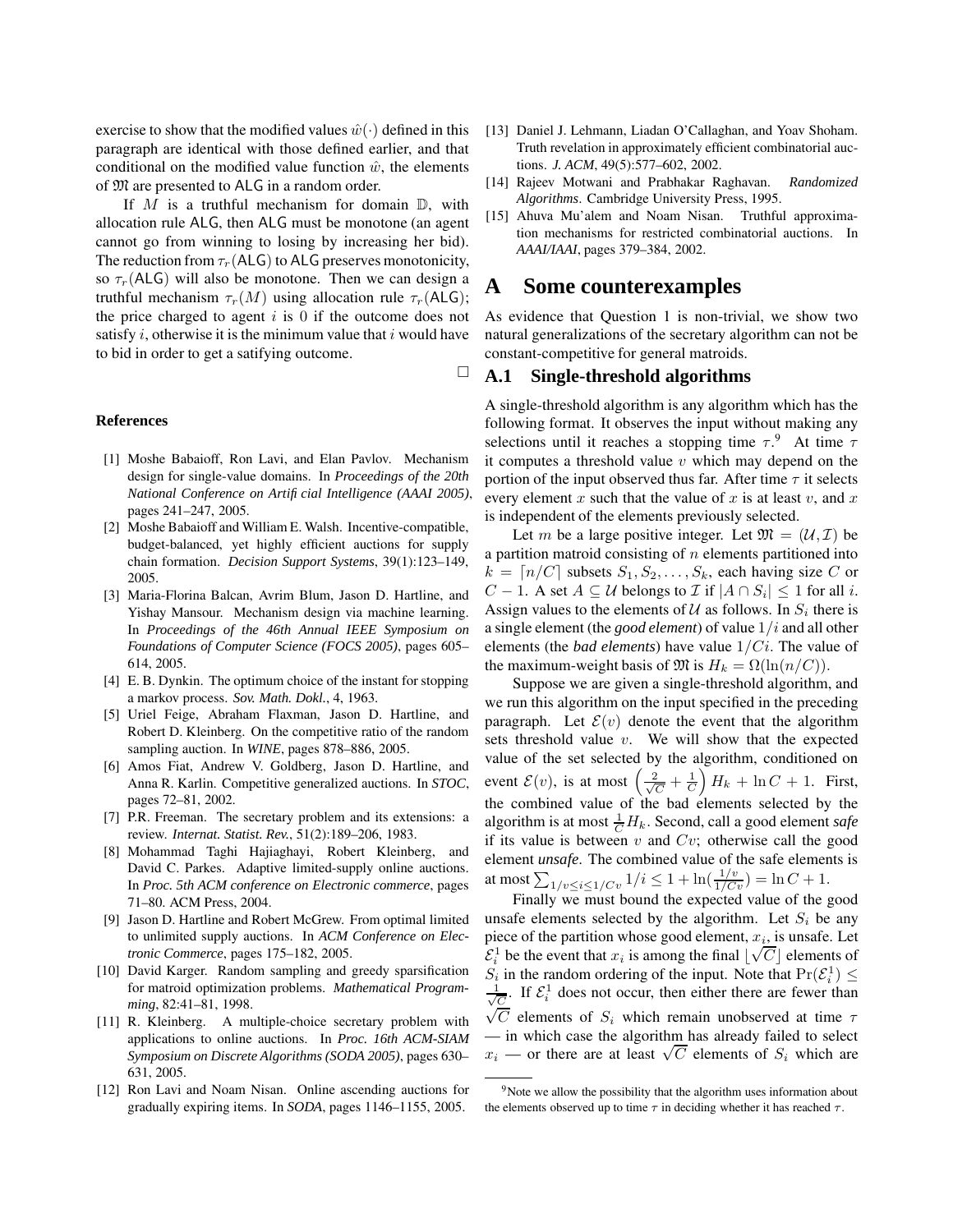exercise to show that the modified values $\hat{w}(\cdot)$ defined in this paragraph are identical with those defined earlier, and that conditional on the modified value function $\hat{w}$, the elements of $\mathfrak{M}$ are presented to ALG in a random order.

If $M$ is a truthful mechanism for domain $\mathbb{D}$, with allocation rule ALG, then ALG must be monotone (an agent cannot go from winning to losing by increasing her bid). The reduction from $\tau_r(\mathsf{ALG})$ to ALG preserves monotonicity, so $\tau_r(\mathsf{ALG})$ will also be monotone. Then we can design a truthful mechanism $\tau_r(M)$ using allocation rule $\tau_r(\mathsf{ALG})$; the price charged to agent $i$ is 0 if the outcome does not satisfy $i$, otherwise it is the minimum value that $i$ would have to bid in order to get a satisfying outcome. □

### References

[1] Moshe Babaioff, Ron Lavi, and Elan Pavlov. Mechanism design for single-value domains. In *Proceedings of the 20th National Conference on Artificial Intelligence (AAAI 2005)*, pages 241–247, 2005.

[2] Moshe Babaioff and William E. Walsh. Incentive-compatible, budget-balanced, yet highly efficient auctions for supply chain formation. *Decision Support Systems*, 39(1):123–149, 2005.

[3] Maria-Florina Balcan, Avrim Blum, Jason D. Hartline, and Yishay Mansour. Mechanism design via machine learning. In *Proceedings of the 46th Annual IEEE Symposium on Foundations of Computer Science (FOCS 2005)*, pages 605–614, 2005.

[4] E. B. Dynkin. The optimum choice of the instant for stopping a markov process. *Sov. Math. Dokl.*, 4, 1963.

[5] Uriel Feige, Abraham Flaxman, Jason D. Hartline, and Robert D. Kleinberg. On the competitive ratio of the random sampling auction. In *WINE*, pages 878–886, 2005.

[6] Amos Fiat, Andrew V. Goldberg, Jason D. Hartline, and Anna R. Karlin. Competitive generalized auctions. In *STOC*, pages 72–81, 2002.

[7] P.R. Freeman. The secretary problem and its extensions: a review. *Internat. Statist. Rev.*, 51(2):189–206, 1983.

[8] Mohammad Taghi Hajiaghayi, Robert Kleinberg, and David C. Parkes. Adaptive limited-supply online auctions. In *Proc. 5th ACM conference on Electronic commerce*, pages 71–80. ACM Press, 2004.

[9] Jason D. Hartline and Robert McGrew. From optimal limited to unlimited supply auctions. In *ACM Conference on Electronic Commerce*, pages 175–182, 2005.

[10] David Karger. Random sampling and greedy sparsification for matroid optimization problems. *Mathematical Programming*, 82:41–81, 1998.

[11] R. Kleinberg. A multiple-choice secretary problem with applications to online auctions. In *Proc. 16th ACM-SIAM Symposium on Discrete Algorithms (SODA 2005)*, pages 630–631, 2005.

[12] Ron Lavi and Noam Nisan. Online ascending auctions for gradually expiring items. In *SODA*, pages 1146–1155, 2005.

[13] Daniel J. Lehmann, Liadan O'Callaghan, and Yoav Shoham. Truth revelation in approximately efficient combinatorial auctions. *J. ACM*, 49(5):577–602, 2002.

[14] Rajeev Motwani and Prabhakar Raghavan. *Randomized Algorithms*. Cambridge University Press, 1995.

[15] Ahuva Mu'alem and Noam Nisan. Truthful approximation mechanisms for restricted combinatorial auctions. In *AAAI/IAAI*, pages 379–384, 2002.

# A Some counterexamples

As evidence that Question 1 is non-trivial, we show two natural generalizations of the secretary algorithm can not be constant-competitive for general matroids.

## A.1 Single-threshold algorithms

A single-threshold algorithm is any algorithm which has the following format. It observes the input without making any selections until it reaches a stopping time $\tau$.[9] At time $\tau$ it computes a threshold value $v$ which may depend on the portion of the input observed thus far. After time $\tau$ it selects every element $x$ such that the value of $x$ is at least $v$, and $x$ is independent of the elements previously selected.

Let $m$ be a large positive integer. Let $\mathfrak{M} = (\mathcal{U}, \mathcal{I})$ be a partition matroid consisting of $n$ elements partitioned into $k = \lceil n/C \rceil$ subsets $S_1, S_2, \ldots, S_k$, each having size $C$ or $C-1$. A set $A \subseteq \mathcal{U}$ belongs to $\mathcal{I}$ if $|A \cap S_i| \leq 1$ for all $i$. Assign values to the elements of $\mathcal{U}$ as follows. In $S_i$ there is a single element (the ***good element***) of value $1/i$ and all other elements (the ***bad elements***) have value $1/Ci$. The value of the maximum-weight basis of $\mathfrak{M}$ is $H_k = \Omega(\ln(n/C))$.

Suppose we are given a single-threshold algorithm, and we run this algorithm on the input specified in the preceding paragraph. Let $\mathcal{E}(v)$ denote the event that the algorithm sets threshold value $v$. We will show that the expected value of the set selected by the algorithm, conditioned on event $\mathcal{E}(v)$, is at most $\left(\frac{2}{\sqrt{C}} + \frac{1}{C}\right) H_k + \ln C + 1$. First, the combined value of the bad elements selected by the algorithm is at most $\frac{1}{C} H_k$. Second, call a good element ***safe*** if its value is between $v$ and $Cv$; otherwise call the good element ***unsafe***. The combined value of the safe elements is at most $\sum_{1/v \leq i \leq 1/Cv} 1/i \leq 1 + \ln(\frac{1/v}{1/Cv}) = \ln C + 1$.

Finally we must bound the expected value of the good unsafe elements selected by the algorithm. Let $S_i$ be any piece of the partition whose good element, $x_i$, is unsafe. Let $\mathcal{E}_i^1$ be the event that $x_i$ is among the final $\lfloor \sqrt{C} \rfloor$ elements of $S_i$ in the random ordering of the input. Note that $\Pr(\mathcal{E}_i^1) \leq \frac{1}{\sqrt{C}}$. If $\mathcal{E}_i^1$ does not occur, then either there are fewer than $\sqrt{C}$ elements of $S_i$ which remain unobserved at time $\tau$ — in which case the algorithm has already failed to select $x_i$ — or there are at least $\sqrt{C}$ elements of $S_i$ which are

[9] Note we allow the possibility that the algorithm uses information about the elements observed up to time $\tau$ in deciding whether it has reached $\tau$.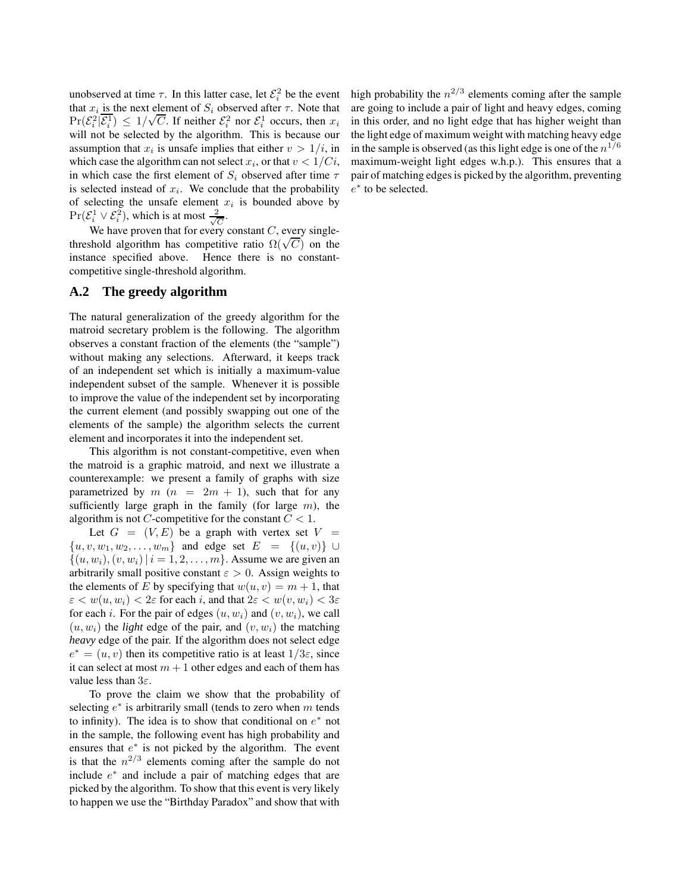unobserved at time $\tau$. In this latter case, let $\mathcal{E}_i^2$ be the event that $x_i$ is the next element of $S_i$ observed after $\tau$. Note that $\Pr(\mathcal{E}_i^2 | \overline{\mathcal{E}_i^1}) \leq 1/\sqrt{C}$. If neither $\mathcal{E}_i^2$ nor $\mathcal{E}_i^1$ occurs, then $x_i$ will not be selected by the algorithm. This is because our assumption that $x_i$ is unsafe implies that either $v > 1/i$, in which case the algorithm can not select $x_i$, or that $v < 1/Ci$, in which case the first element of $S_i$ observed after time $\tau$ is selected instead of $x_i$. We conclude that the probability of selecting the unsafe element $x_i$ is bounded above by $\Pr(\mathcal{E}_i^1 \vee \mathcal{E}_i^2)$, which is at most $\frac{2}{\sqrt{C}}$.

We have proven that for every constant $C$, every single-threshold algorithm has competitive ratio $\Omega(\sqrt{C})$ on the instance specified above. Hence there is no constant-competitive single-threshold algorithm.

## A.2 The greedy algorithm

The natural generalization of the greedy algorithm for the matroid secretary problem is the following. The algorithm observes a constant fraction of the elements (the "sample") without making any selections. Afterward, it keeps track of an independent set which is initially a maximum-value independent subset of the sample. Whenever it is possible to improve the value of the independent set by incorporating the current element (and possibly swapping out one of the elements of the sample) the algorithm selects the current element and incorporates it into the independent set.

This algorithm is not constant-competitive, even when the matroid is a graphic matroid, and next we illustrate a counterexample: we present a family of graphs with size parametrized by $m$ ($n = 2m + 1$), such that for any sufficiently large graph in the family (for large $m$), the algorithm is not $C$-competitive for the constant $C < 1$.

Let $G = (V, E)$ be a graph with vertex set $V = \{u, v, w_1, w_2, \ldots, w_m\}$ and edge set $E = \{(u, v)\} \cup \{(u, w_i), (v, w_i) \,|\, i = 1, 2, \ldots, m\}$. Assume we are given an arbitrarily small positive constant $\varepsilon > 0$. Assign weights to the elements of $E$ by specifying that $w(u, v) = m + 1$, that $\varepsilon < w(u, w_i) < 2\varepsilon$ for each $i$, and that $2\varepsilon < w(v, w_i) < 3\varepsilon$ for each $i$. For the pair of edges $(u, w_i)$ and $(v, w_i)$, we call $(u, w_i)$ the *light* edge of the pair, and $(v, w_i)$ the matching *heavy* edge of the pair. If the algorithm does not select edge $e^* = (u, v)$ then its competitive ratio is at least $1/3\varepsilon$, since it can select at most $m + 1$ other edges and each of them has value less than $3\varepsilon$.

To prove the claim we show that the probability of selecting $e^*$ is arbitrarily small (tends to zero when $m$ tends to infinity). The idea is to show that conditional on $e^*$ not in the sample, the following event has high probability and ensures that $e^*$ is not picked by the algorithm. The event is that the $n^{2/3}$ elements coming after the sample do not include $e^*$ and include a pair of matching edges that are picked by the algorithm. To show that this event is very likely to happen we use the "Birthday Paradox" and show that with high probability the $n^{2/3}$ elements coming after the sample are going to include a pair of light and heavy edges, coming in this order, and no light edge that has higher weight than the light edge of maximum weight with matching heavy edge in the sample is observed (as this light edge is one of the $n^{1/6}$ maximum-weight light edges w.h.p.). This ensures that a pair of matching edges is picked by the algorithm, preventing $e^*$ to be selected.